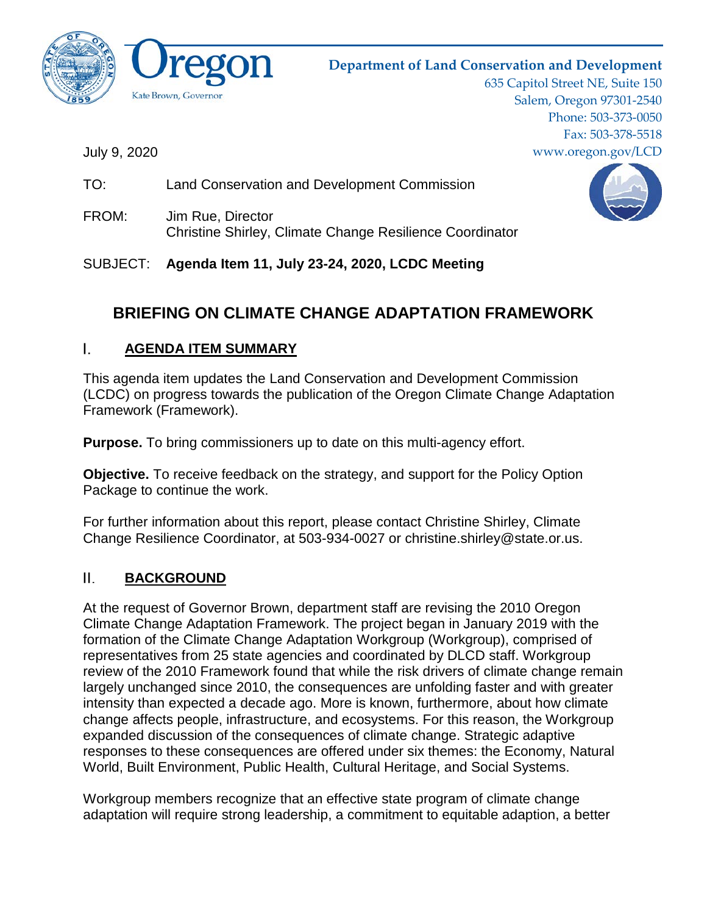Oregon

Kate Brown, Governor

**Department of Land Conservation and Development**
635 Capitol Street NE, Suite 150
Salem, Oregon 97301-2540
Phone: 503-373-0050
Fax: 503-378-5518
www.oregon.gov/LCD

July 9, 2020

TO: Land Conservation and Development Commission

FROM: Jim Rue, Director
Christine Shirley, Climate Change Resilience Coordinator

SUBJECT: **Agenda Item 11, July 23-24, 2020, LCDC Meeting**

# BRIEFING ON CLIMATE CHANGE ADAPTATION FRAMEWORK

## I. AGENDA ITEM SUMMARY

This agenda item updates the Land Conservation and Development Commission (LCDC) on progress towards the publication of the Oregon Climate Change Adaptation Framework (Framework).

**Purpose.** To bring commissioners up to date on this multi-agency effort.

**Objective.** To receive feedback on the strategy, and support for the Policy Option Package to continue the work.

For further information about this report, please contact Christine Shirley, Climate Change Resilience Coordinator, at 503-934-0027 or christine.shirley@state.or.us.

## II. BACKGROUND

At the request of Governor Brown, department staff are revising the 2010 Oregon Climate Change Adaptation Framework. The project began in January 2019 with the formation of the Climate Change Adaptation Workgroup (Workgroup), comprised of representatives from 25 state agencies and coordinated by DLCD staff. Workgroup review of the 2010 Framework found that while the risk drivers of climate change remain largely unchanged since 2010, the consequences are unfolding faster and with greater intensity than expected a decade ago. More is known, furthermore, about how climate change affects people, infrastructure, and ecosystems. For this reason, the Workgroup expanded discussion of the consequences of climate change. Strategic adaptive responses to these consequences are offered under six themes: the Economy, Natural World, Built Environment, Public Health, Cultural Heritage, and Social Systems.

Workgroup members recognize that an effective state program of climate change adaptation will require strong leadership, a commitment to equitable adaption, a better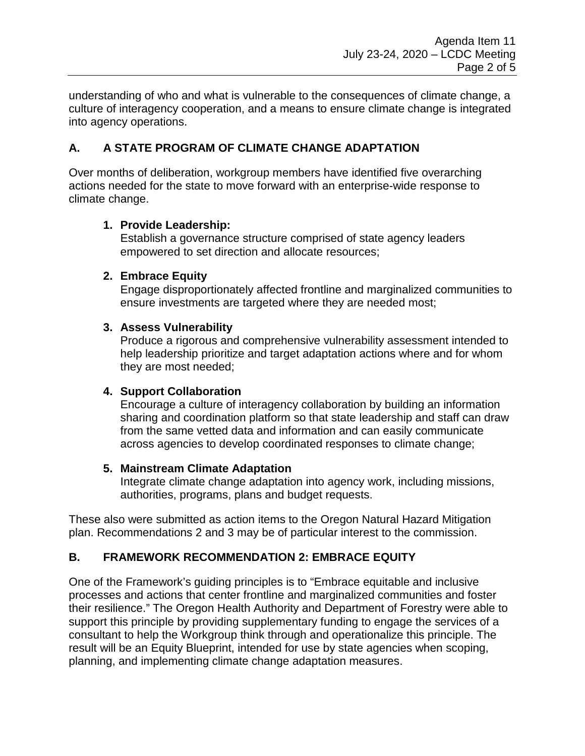understanding of who and what is vulnerable to the consequences of climate change, a culture of interagency cooperation, and a means to ensure climate change is integrated into agency operations.

## A. A STATE PROGRAM OF CLIMATE CHANGE ADAPTATION

Over months of deliberation, workgroup members have identified five overarching actions needed for the state to move forward with an enterprise-wide response to climate change.

1. **Provide Leadership:**
   Establish a governance structure comprised of state agency leaders empowered to set direction and allocate resources;

2. **Embrace Equity**
   Engage disproportionately affected frontline and marginalized communities to ensure investments are targeted where they are needed most;

3. **Assess Vulnerability**
   Produce a rigorous and comprehensive vulnerability assessment intended to help leadership prioritize and target adaptation actions where and for whom they are most needed;

4. **Support Collaboration**
   Encourage a culture of interagency collaboration by building an information sharing and coordination platform so that state leadership and staff can draw from the same vetted data and information and can easily communicate across agencies to develop coordinated responses to climate change;

5. **Mainstream Climate Adaptation**
   Integrate climate change adaptation into agency work, including missions, authorities, programs, plans and budget requests.

These also were submitted as action items to the Oregon Natural Hazard Mitigation plan. Recommendations 2 and 3 may be of particular interest to the commission.

## B. FRAMEWORK RECOMMENDATION 2: EMBRACE EQUITY

One of the Framework's guiding principles is to "Embrace equitable and inclusive processes and actions that center frontline and marginalized communities and foster their resilience." The Oregon Health Authority and Department of Forestry were able to support this principle by providing supplementary funding to engage the services of a consultant to help the Workgroup think through and operationalize this principle. The result will be an Equity Blueprint, intended for use by state agencies when scoping, planning, and implementing climate change adaptation measures.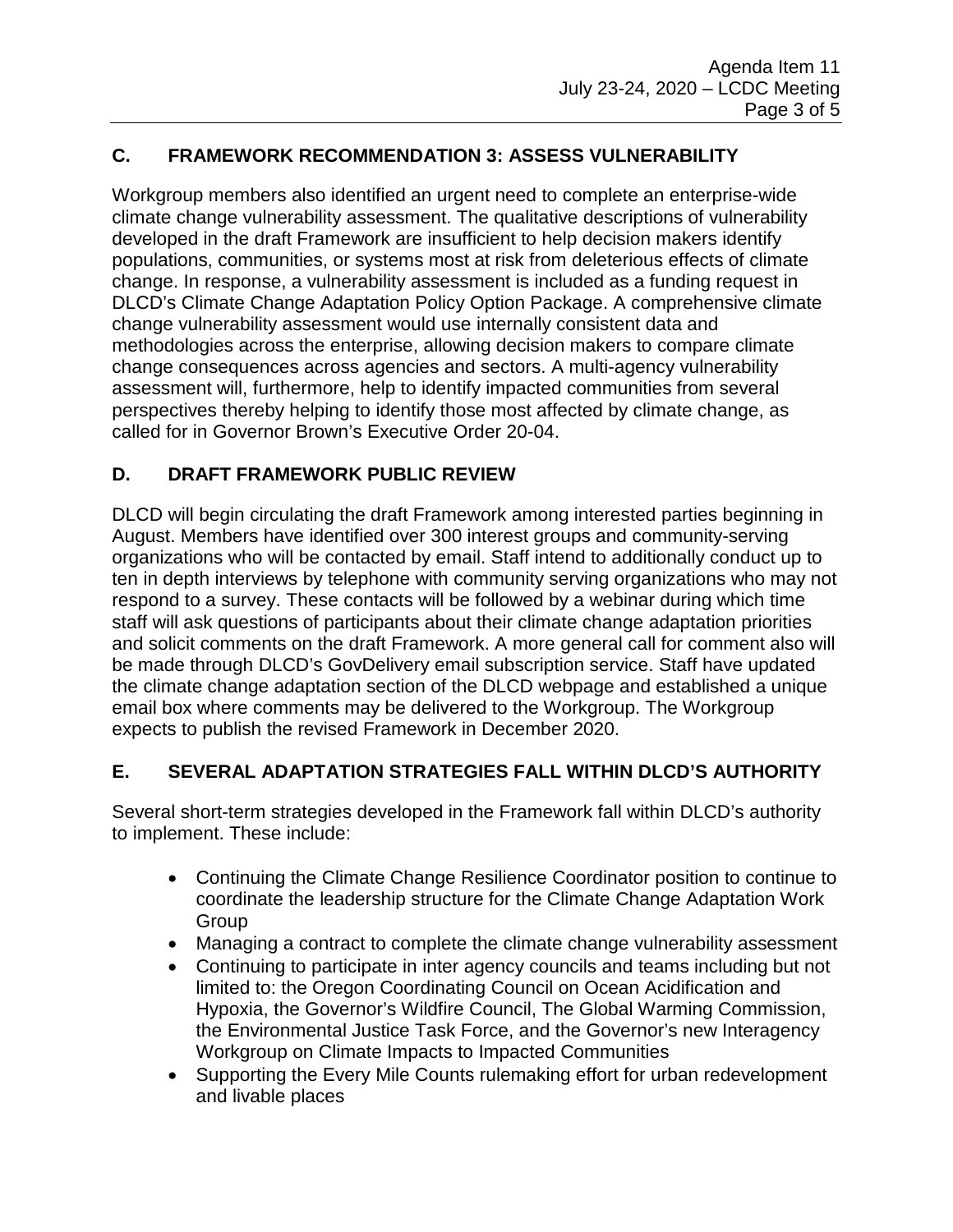## C. FRAMEWORK RECOMMENDATION 3: ASSESS VULNERABILITY

Workgroup members also identified an urgent need to complete an enterprise-wide climate change vulnerability assessment. The qualitative descriptions of vulnerability developed in the draft Framework are insufficient to help decision makers identify populations, communities, or systems most at risk from deleterious effects of climate change. In response, a vulnerability assessment is included as a funding request in DLCD's Climate Change Adaptation Policy Option Package. A comprehensive climate change vulnerability assessment would use internally consistent data and methodologies across the enterprise, allowing decision makers to compare climate change consequences across agencies and sectors. A multi-agency vulnerability assessment will, furthermore, help to identify impacted communities from several perspectives thereby helping to identify those most affected by climate change, as called for in Governor Brown's Executive Order 20-04.

## D. DRAFT FRAMEWORK PUBLIC REVIEW

DLCD will begin circulating the draft Framework among interested parties beginning in August. Members have identified over 300 interest groups and community-serving organizations who will be contacted by email. Staff intend to additionally conduct up to ten in depth interviews by telephone with community serving organizations who may not respond to a survey. These contacts will be followed by a webinar during which time staff will ask questions of participants about their climate change adaptation priorities and solicit comments on the draft Framework. A more general call for comment also will be made through DLCD's GovDelivery email subscription service. Staff have updated the climate change adaptation section of the DLCD webpage and established a unique email box where comments may be delivered to the Workgroup. The Workgroup expects to publish the revised Framework in December 2020.

## E. SEVERAL ADAPTATION STRATEGIES FALL WITHIN DLCD'S AUTHORITY

Several short-term strategies developed in the Framework fall within DLCD's authority to implement. These include:

- Continuing the Climate Change Resilience Coordinator position to continue to coordinate the leadership structure for the Climate Change Adaptation Work Group
- Managing a contract to complete the climate change vulnerability assessment
- Continuing to participate in inter agency councils and teams including but not limited to: the Oregon Coordinating Council on Ocean Acidification and Hypoxia, the Governor's Wildfire Council, The Global Warming Commission, the Environmental Justice Task Force, and the Governor's new Interagency Workgroup on Climate Impacts to Impacted Communities
- Supporting the Every Mile Counts rulemaking effort for urban redevelopment and livable places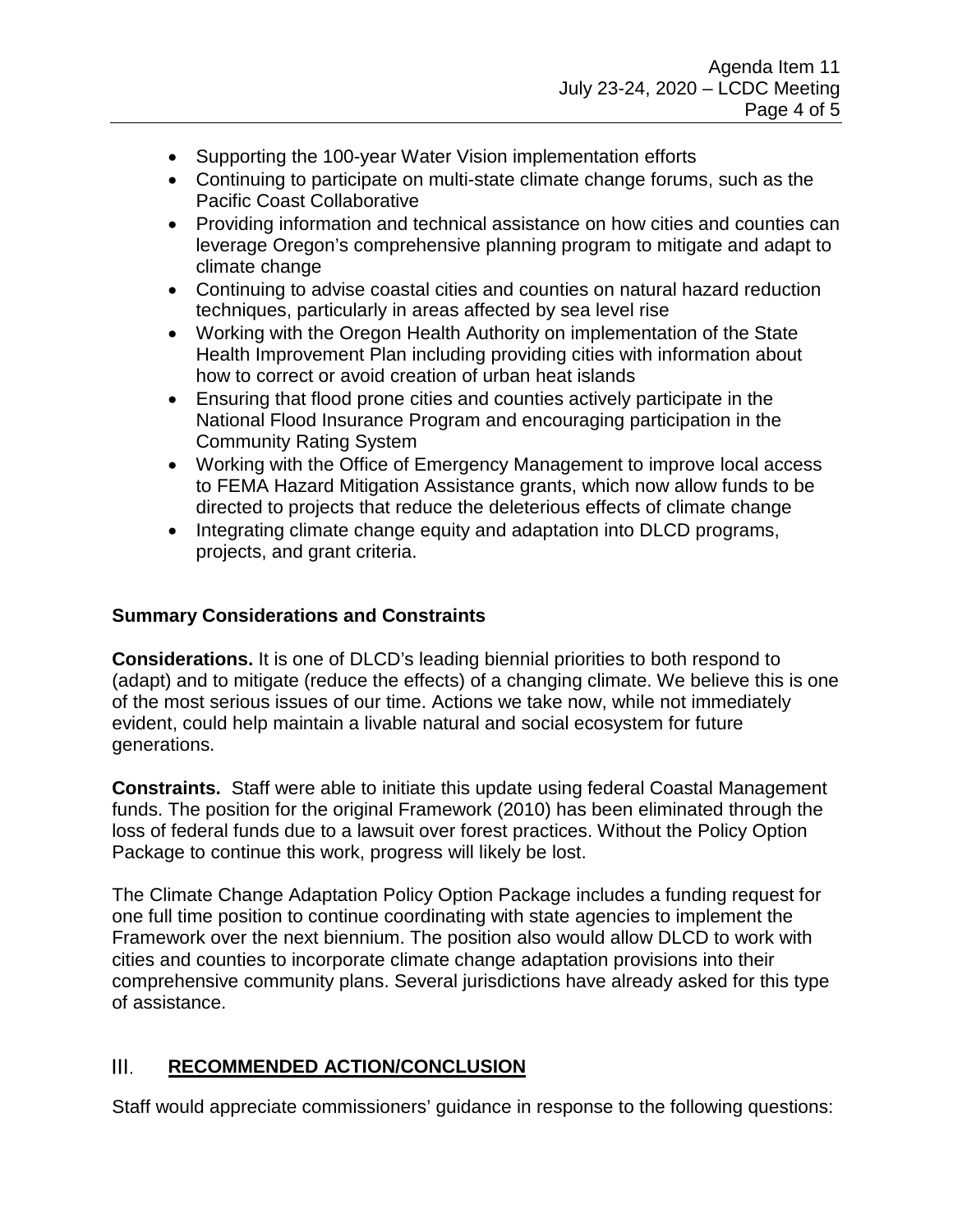- Supporting the 100-year Water Vision implementation efforts
- Continuing to participate on multi-state climate change forums, such as the Pacific Coast Collaborative
- Providing information and technical assistance on how cities and counties can leverage Oregon's comprehensive planning program to mitigate and adapt to climate change
- Continuing to advise coastal cities and counties on natural hazard reduction techniques, particularly in areas affected by sea level rise
- Working with the Oregon Health Authority on implementation of the State Health Improvement Plan including providing cities with information about how to correct or avoid creation of urban heat islands
- Ensuring that flood prone cities and counties actively participate in the National Flood Insurance Program and encouraging participation in the Community Rating System
- Working with the Office of Emergency Management to improve local access to FEMA Hazard Mitigation Assistance grants, which now allow funds to be directed to projects that reduce the deleterious effects of climate change
- Integrating climate change equity and adaptation into DLCD programs, projects, and grant criteria.

### Summary Considerations and Constraints

**Considerations.** It is one of DLCD's leading biennial priorities to both respond to (adapt) and to mitigate (reduce the effects) of a changing climate. We believe this is one of the most serious issues of our time. Actions we take now, while not immediately evident, could help maintain a livable natural and social ecosystem for future generations.

**Constraints.** Staff were able to initiate this update using federal Coastal Management funds. The position for the original Framework (2010) has been eliminated through the loss of federal funds due to a lawsuit over forest practices. Without the Policy Option Package to continue this work, progress will likely be lost.

The Climate Change Adaptation Policy Option Package includes a funding request for one full time position to continue coordinating with state agencies to implement the Framework over the next biennium. The position also would allow DLCD to work with cities and counties to incorporate climate change adaptation provisions into their comprehensive community plans. Several jurisdictions have already asked for this type of assistance.

## III. RECOMMENDED ACTION/CONCLUSION

Staff would appreciate commissioners' guidance in response to the following questions: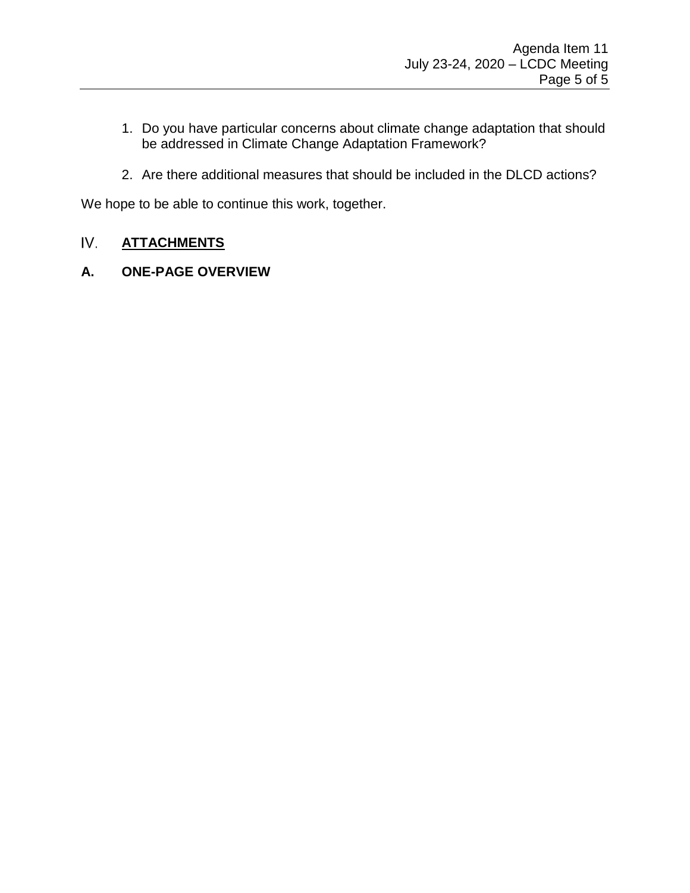1. Do you have particular concerns about climate change adaptation that should be addressed in Climate Change Adaptation Framework?

2. Are there additional measures that should be included in the DLCD actions?

We hope to be able to continue this work, together.

## IV. ATTACHMENTS

### A. ONE-PAGE OVERVIEW